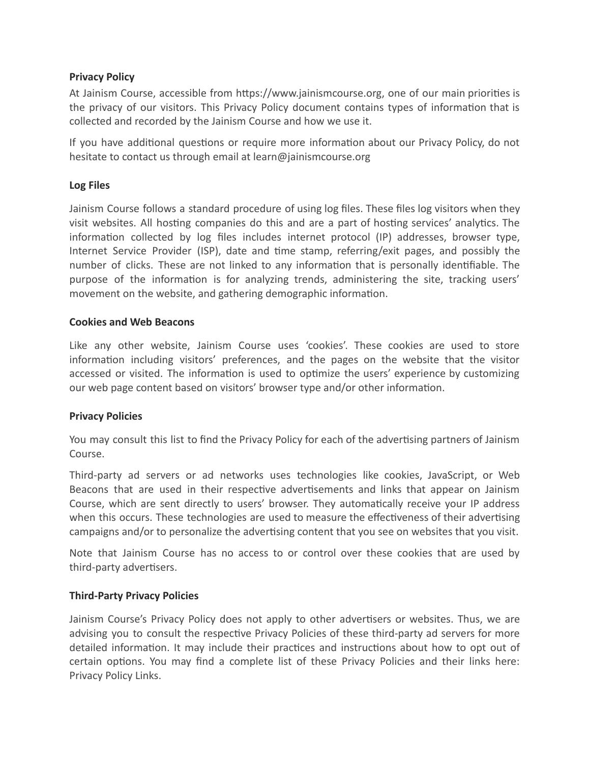**Privacy Policy**

At Jainism Course, accessible from https://www.jainismcourse.org, one of our main priorities is the privacy of our visitors. This Privacy Policy document contains types of information that is collected and recorded by the Jainism Course and how we use it.

If you have additional questions or require more information about our Privacy Policy, do not hesitate to contact us through email at learn@jainismcourse.org

**Log Files**

Jainism Course follows a standard procedure of using log files. These files log visitors when they visit websites. All hosting companies do this and are a part of hosting services' analytics. The information collected by log files includes internet protocol (IP) addresses, browser type, Internet Service Provider (ISP), date and time stamp, referring/exit pages, and possibly the number of clicks. These are not linked to any information that is personally identifiable. The purpose of the information is for analyzing trends, administering the site, tracking users' movement on the website, and gathering demographic information.

**Cookies and Web Beacons**

Like any other website, Jainism Course uses 'cookies'. These cookies are used to store information including visitors' preferences, and the pages on the website that the visitor accessed or visited. The information is used to optimize the users' experience by customizing our web page content based on visitors' browser type and/or other information.

**Privacy Policies**

You may consult this list to find the Privacy Policy for each of the advertising partners of Jainism Course.

Third-party ad servers or ad networks uses technologies like cookies, JavaScript, or Web Beacons that are used in their respective advertisements and links that appear on Jainism Course, which are sent directly to users' browser. They automatically receive your IP address when this occurs. These technologies are used to measure the effectiveness of their advertising campaigns and/or to personalize the advertising content that you see on websites that you visit.

Note that Jainism Course has no access to or control over these cookies that are used by third-party advertisers.

**Third-Party Privacy Policies**

Jainism Course's Privacy Policy does not apply to other advertisers or websites. Thus, we are advising you to consult the respective Privacy Policies of these third-party ad servers for more detailed information. It may include their practices and instructions about how to opt out of certain options. You may find a complete list of these Privacy Policies and their links here: Privacy Policy Links.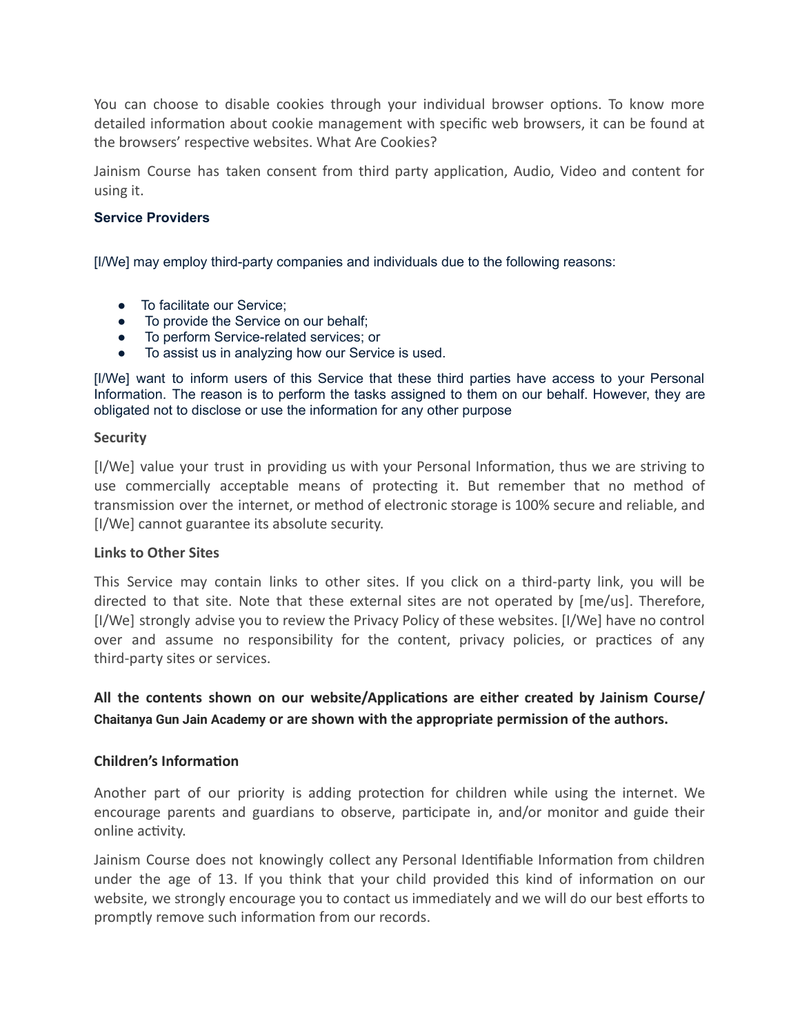You can choose to disable cookies through your individual browser options. To know more detailed information about cookie management with specific web browsers, it can be found at the browsers' respective websites. What Are Cookies?

Jainism Course has taken consent from third party application, Audio, Video and content for using it.

### Service Providers

[I/We] may employ third-party companies and individuals due to the following reasons:

- To facilitate our Service;
- To provide the Service on our behalf;
- To perform Service-related services; or
- To assist us in analyzing how our Service is used.

[I/We] want to inform users of this Service that these third parties have access to your Personal Information. The reason is to perform the tasks assigned to them on our behalf. However, they are obligated not to disclose or use the information for any other purpose

### Security

[I/We] value your trust in providing us with your Personal Information, thus we are striving to use commercially acceptable means of protecting it. But remember that no method of transmission over the internet, or method of electronic storage is 100% secure and reliable, and [I/We] cannot guarantee its absolute security.

### Links to Other Sites

This Service may contain links to other sites. If you click on a third-party link, you will be directed to that site. Note that these external sites are not operated by [me/us]. Therefore, [I/We] strongly advise you to review the Privacy Policy of these websites. [I/We] have no control over and assume no responsibility for the content, privacy policies, or practices of any third-party sites or services.

**All the contents shown on our website/Applications are either created by Jainism Course/ Chaitanya Gun Jain Academy or are shown with the appropriate permission of the authors.**

### Children's Information

Another part of our priority is adding protection for children while using the internet. We encourage parents and guardians to observe, participate in, and/or monitor and guide their online activity.

Jainism Course does not knowingly collect any Personal Identifiable Information from children under the age of 13. If you think that your child provided this kind of information on our website, we strongly encourage you to contact us immediately and we will do our best efforts to promptly remove such information from our records.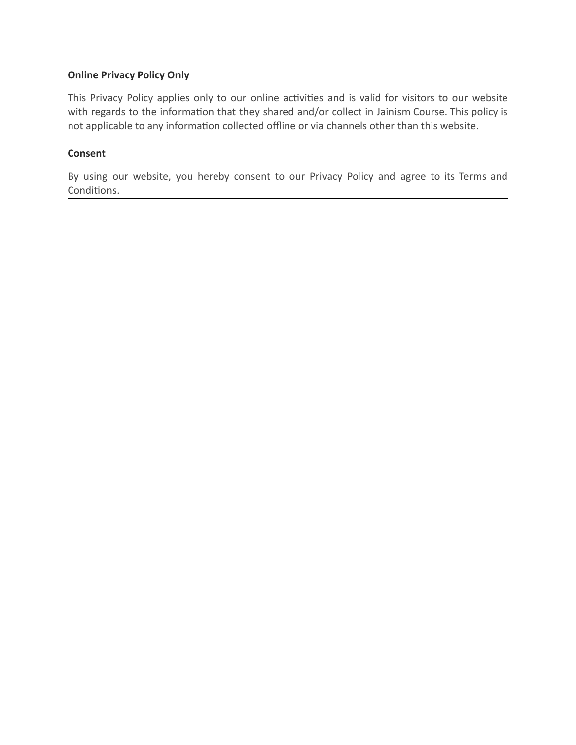**Online Privacy Policy Only**

This Privacy Policy applies only to our online activities and is valid for visitors to our website with regards to the information that they shared and/or collect in Jainism Course. This policy is not applicable to any information collected offline or via channels other than this website.

**Consent**

By using our website, you hereby consent to our Privacy Policy and agree to its Terms and Conditions.

---